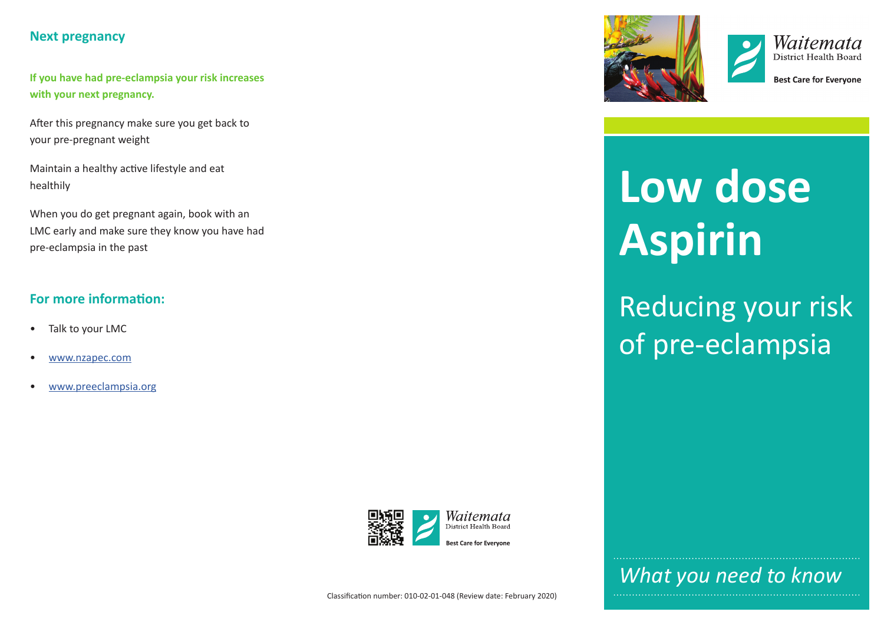## Next pregnancy

**If you have had pre-eclampsia your risk increases with your next pregnancy.**

After this pregnancy make sure you get back to your pre-pregnant weight

Maintain a healthy active lifestyle and eat healthily

When you do get pregnant again, book with an LMC early and make sure they know you have had pre-eclampsia in the past

## For more information:

- Talk to your LMC
- www.nzapec.com
- www.preeclampsia.org

Waitemata District Health Board

Best Care for Everyone

Classification number: 010-02-01-048 (Review date: February 2020)

Waitemata District Health Board

Best Care for Everyone

# Low dose Aspirin

## Reducing your risk of pre-eclampsia

*What you need to know*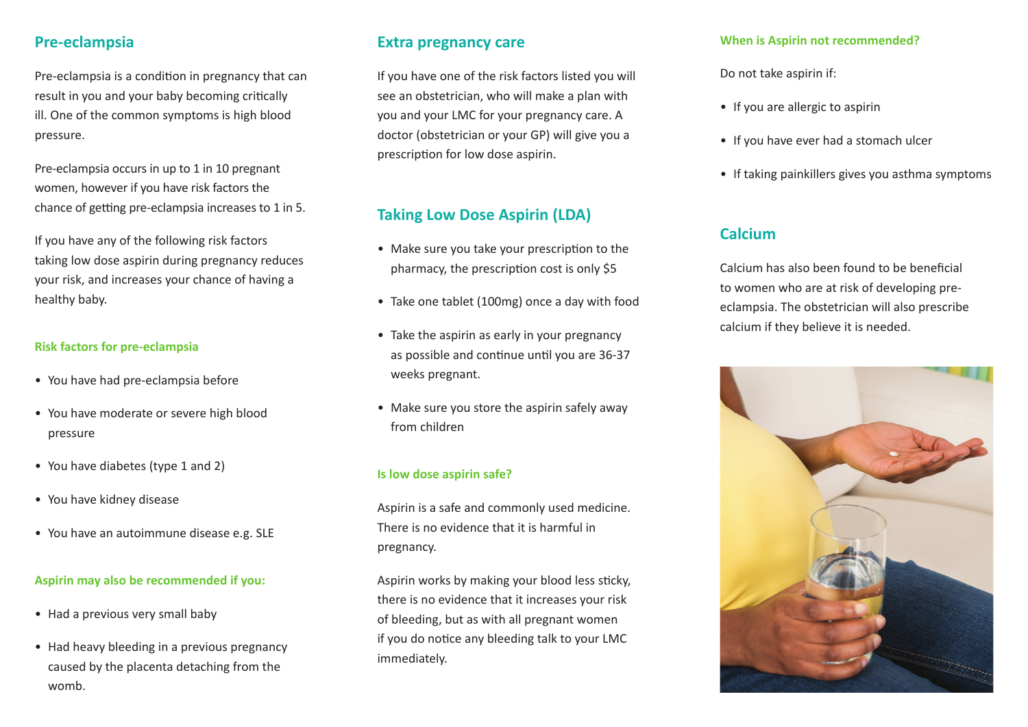## Pre-eclampsia

Pre-eclampsia is a condition in pregnancy that can result in you and your baby becoming critically ill. One of the common symptoms is high blood pressure.

Pre-eclampsia occurs in up to 1 in 10 pregnant women, however if you have risk factors the chance of getting pre-eclampsia increases to 1 in 5.

If you have any of the following risk factors taking low dose aspirin during pregnancy reduces your risk, and increases your chance of having a healthy baby.

### Risk factors for pre-eclampsia

- You have had pre-eclampsia before
- You have moderate or severe high blood pressure
- You have diabetes (type 1 and 2)
- You have kidney disease
- You have an autoimmune disease e.g. SLE

### Aspirin may also be recommended if you:

- Had a previous very small baby
- Had heavy bleeding in a previous pregnancy caused by the placenta detaching from the womb.

## Extra pregnancy care

If you have one of the risk factors listed you will see an obstetrician, who will make a plan with you and your LMC for your pregnancy care. A doctor (obstetrician or your GP) will give you a prescription for low dose aspirin.

## Taking Low Dose Aspirin (LDA)

- Make sure you take your prescription to the pharmacy, the prescription cost is only $5
- Take one tablet (100mg) once a day with food
- Take the aspirin as early in your pregnancy as possible and continue until you are 36-37 weeks pregnant.
- Make sure you store the aspirin safely away from children

### Is low dose aspirin safe?

Aspirin is a safe and commonly used medicine. There is no evidence that it is harmful in pregnancy.

Aspirin works by making your blood less sticky, there is no evidence that it increases your risk of bleeding, but as with all pregnant women if you do notice any bleeding talk to your LMC immediately.

### When is Aspirin not recommended?

Do not take aspirin if:

- If you are allergic to aspirin
- If you have ever had a stomach ulcer
- If taking painkillers gives you asthma symptoms

## Calcium

Calcium has also been found to be beneficial to women who are at risk of developing pre-eclampsia. The obstetrician will also prescribe calcium if they believe it is needed.